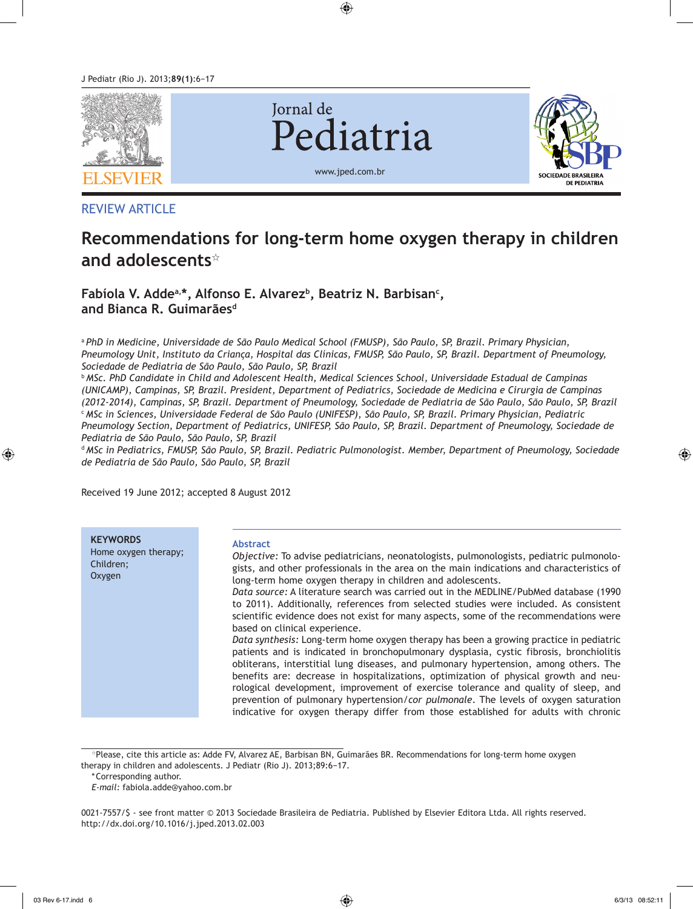REVIEW ARTICLE

# Recommendations for long-term home oxygen therapy in children and adolescents☆

**Fabíola V. Adde[a,*], Alfonso E. Alvarez[b], Beatriz N. Barbisan[c], and Bianca R. Guimarães[d]**

[a] *PhD in Medicine, Universidade de São Paulo Medical School (FMUSP), São Paulo, SP, Brazil. Primary Physician, Pneumology Unit, Instituto da Criança, Hospital das Clínicas, FMUSP, São Paulo, SP, Brazil. Department of Pneumology, Sociedade de Pediatria de São Paulo, São Paulo, SP, Brazil*

[b] *MSc. PhD Candidate in Child and Adolescent Health, Medical Sciences School, Universidade Estadual de Campinas (UNICAMP), Campinas, SP, Brazil. President, Department of Pediatrics, Sociedade de Medicina e Cirurgia de Campinas (2012-2014), Campinas, SP, Brazil. Department of Pneumology, Sociedade de Pediatria de São Paulo, São Paulo, SP, Brazil*

[c] *MSc in Sciences, Universidade Federal de São Paulo (UNIFESP), São Paulo, SP, Brazil. Primary Physician, Pediatric Pneumology Section, Department of Pediatrics, UNIFESP, São Paulo, SP, Brazil. Department of Pneumology, Sociedade de Pediatria de São Paulo, São Paulo, SP, Brazil*

[d] *MSc in Pediatrics, FMUSP, São Paulo, SP, Brazil. Pediatric Pulmonologist. Member, Department of Pneumology, Sociedade de Pediatria de São Paulo, São Paulo, SP, Brazil*

Received 19 June 2012; accepted 8 August 2012

**KEYWORDS**
Home oxygen therapy;
Children;
Oxygen

## Abstract

*Objective:* To advise pediatricians, neonatologists, pulmonologists, pediatric pulmonologists, and other professionals in the area on the main indications and characteristics of long-term home oxygen therapy in children and adolescents.

*Data source:* A literature search was carried out in the MEDLINE/PubMed database (1990 to 2011). Additionally, references from selected studies were included. As consistent scientific evidence does not exist for many aspects, some of the recommendations were based on clinical experience.

*Data synthesis:* Long-term home oxygen therapy has been a growing practice in pediatric patients and is indicated in bronchopulmonary dysplasia, cystic fibrosis, bronchiolitis obliterans, interstitial lung diseases, and pulmonary hypertension, among others. The benefits are: decrease in hospitalizations, optimization of physical growth and neurological development, improvement of exercise tolerance and quality of sleep, and prevention of pulmonary hypertension/*cor pulmonale*. The levels of oxygen saturation indicative for oxygen therapy differ from those established for adults with chronic

☆Please, cite this article as: Adde FV, Alvarez AE, Barbisan BN, Guimarães BR. Recommendations for long-term home oxygen therapy in children and adolescents. J Pediatr (Rio J). 2013;89:6−17.

*Corresponding author.

*E-mail:* fabiola.adde@yahoo.com.br

0021-7557/$ - see front matter © 2013 Sociedade Brasileira de Pediatria. Published by Elsevier Editora Ltda. All rights reserved.
http://dx.doi.org/10.1016/j.jped.2013.02.003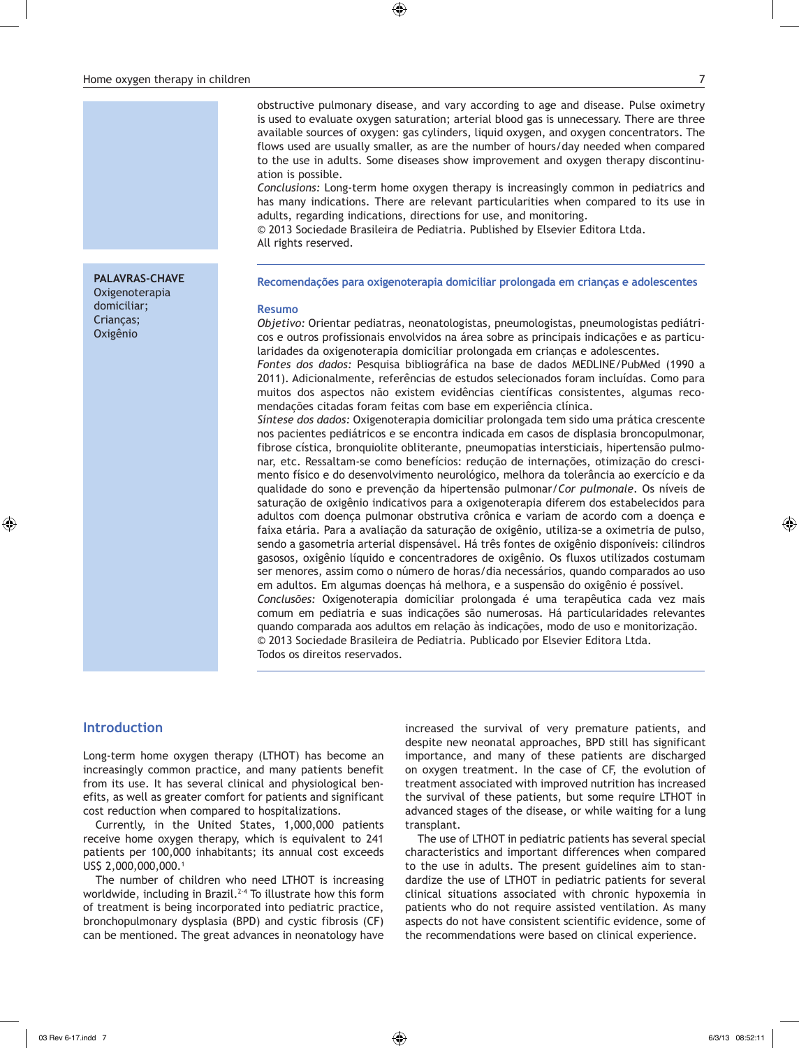obstructive pulmonary disease, and vary according to age and disease. Pulse oximetry is used to evaluate oxygen saturation; arterial blood gas is unnecessary. There are three available sources of oxygen: gas cylinders, liquid oxygen, and oxygen concentrators. The flows used are usually smaller, as are the number of hours/day needed when compared to the use in adults. Some diseases show improvement and oxygen therapy discontinuation is possible.

*Conclusions:* Long-term home oxygen therapy is increasingly common in pediatrics and has many indications. There are relevant particularities when compared to its use in adults, regarding indications, directions for use, and monitoring.

© 2013 Sociedade Brasileira de Pediatria. Published by Elsevier Editora Ltda. All rights reserved.

**PALAVRAS-CHAVE**
Oxigenoterapia domiciliar;
Crianças;
Oxigênio

**Recomendações para oxigenoterapia domiciliar prolongada em crianças e adolescentes**

**Resumo**

*Objetivo:* Orientar pediatras, neonatologistas, pneumologistas, pneumologistas pediátricos e outros profissionais envolvidos na área sobre as principais indicações e as particularidades da oxigenoterapia domiciliar prolongada em crianças e adolescentes.

*Fontes dos dados:* Pesquisa bibliográfica na base de dados MEDLINE/PubMed (1990 a 2011). Adicionalmente, referências de estudos selecionados foram incluídas. Como para muitos dos aspectos não existem evidências científicas consistentes, algumas recomendações citadas foram feitas com base em experiência clínica.

*Síntese dos dados:* Oxigenoterapia domiciliar prolongada tem sido uma prática crescente nos pacientes pediátricos e se encontra indicada em casos de displasia broncopulmonar, fibrose cística, bronquiolite obliterante, pneumopatias intersticiais, hipertensão pulmonar, etc. Ressaltam-se como benefícios: redução de internações, otimização do crescimento físico e do desenvolvimento neurológico, melhora da tolerância ao exercício e da qualidade do sono e prevenção da hipertensão pulmonar/*Cor pulmonale*. Os níveis de saturação de oxigênio indicativos para a oxigenoterapia diferem dos estabelecidos para adultos com doença pulmonar obstrutiva crônica e variam de acordo com a doença e faixa etária. Para a avaliação da saturação de oxigênio, utiliza-se a oximetria de pulso, sendo a gasometria arterial dispensável. Há três fontes de oxigênio disponíveis: cilindros gasosos, oxigênio líquido e concentradores de oxigênio. Os fluxos utilizados costumam ser menores, assim como o número de horas/dia necessários, quando comparados ao uso em adultos. Em algumas doenças há melhora, e a suspensão do oxigênio é possível.

*Conclusões:* Oxigenoterapia domiciliar prolongada é uma terapêutica cada vez mais comum em pediatria e suas indicações são numerosas. Há particularidades relevantes quando comparada aos adultos em relação às indicações, modo de uso e monitorização.

© 2013 Sociedade Brasileira de Pediatria. Publicado por Elsevier Editora Ltda. Todos os direitos reservados.

## Introduction

Long-term home oxygen therapy (LTHOT) has become an increasingly common practice, and many patients benefit from its use. It has several clinical and physiological benefits, as well as greater comfort for patients and significant cost reduction when compared to hospitalizations.

Currently, in the United States, 1,000,000 patients receive home oxygen therapy, which is equivalent to 241 patients per 100,000 inhabitants; its annual cost exceeds US$ 2,000,000,000.[1]

The number of children who need LTHOT is increasing worldwide, including in Brazil.[2-4] To illustrate how this form of treatment is being incorporated into pediatric practice, bronchopulmonary dysplasia (BPD) and cystic fibrosis (CF) can be mentioned. The great advances in neonatology have increased the survival of very premature patients, and despite new neonatal approaches, BPD still has significant importance, and many of these patients are discharged on oxygen treatment. In the case of CF, the evolution of treatment associated with improved nutrition has increased the survival of these patients, but some require LTHOT in advanced stages of the disease, or while waiting for a lung transplant.

The use of LTHOT in pediatric patients has several special characteristics and important differences when compared to the use in adults. The present guidelines aim to standardize the use of LTHOT in pediatric patients for several clinical situations associated with chronic hypoxemia in patients who do not require assisted ventilation. As many aspects do not have consistent scientific evidence, some of the recommendations were based on clinical experience.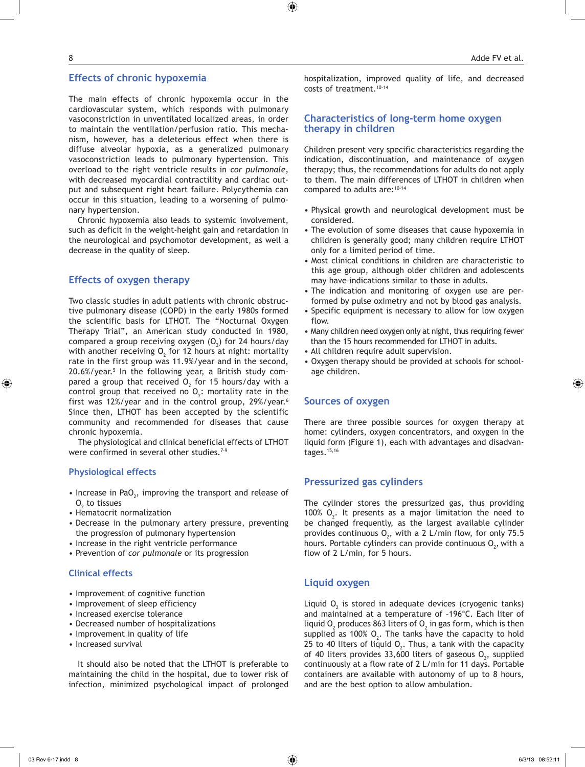## Effects of chronic hypoxemia

The main effects of chronic hypoxemia occur in the cardiovascular system, which responds with pulmonary vasoconstriction in unventilated localized areas, in order to maintain the ventilation/perfusion ratio. This mechanism, however, has a deleterious effect when there is diffuse alveolar hypoxia, as a generalized pulmonary vasoconstriction leads to pulmonary hypertension. This overload to the right ventricle results in *cor pulmonale*, with decreased myocardial contractility and cardiac output and subsequent right heart failure. Polycythemia can occur in this situation, leading to a worsening of pulmonary hypertension.

Chronic hypoxemia also leads to systemic involvement, such as deficit in the weight-height gain and retardation in the neurological and psychomotor development, as well a decrease in the quality of sleep.

## Effects of oxygen therapy

Two classic studies in adult patients with chronic obstructive pulmonary disease (COPD) in the early 1980s formed the scientific basis for LTHOT. The "Nocturnal Oxygen Therapy Trial", an American study conducted in 1980, compared a group receiving oxygen ($O_2$) for 24 hours/day with another receiving $O_2$ for 12 hours at night: mortality rate in the first group was 11.9%/year and in the second, 20.6%/year.[5] In the following year, a British study compared a group that received $O_2$ for 15 hours/day with a control group that received no $O_2$: mortality rate in the first was 12%/year and in the control group, 29%/year.[6] Since then, LTHOT has been accepted by the scientific community and recommended for diseases that cause chronic hypoxemia.

The physiological and clinical beneficial effects of LTHOT were confirmed in several other studies.[7-9]

### Physiological effects

- Increase in $PaO_2$, improving the transport and release of $O_2$ to tissues
- Hematocrit normalization
- Decrease in the pulmonary artery pressure, preventing the progression of pulmonary hypertension
- Increase in the right ventricle performance
- Prevention of *cor pulmonale* or its progression

### Clinical effects

- Improvement of cognitive function
- Improvement of sleep efficiency
- Increased exercise tolerance
- Decreased number of hospitalizations
- Improvement in quality of life
- Increased survival

It should also be noted that the LTHOT is preferable to maintaining the child in the hospital, due to lower risk of infection, minimized psychological impact of prolonged hospitalization, improved quality of life, and decreased costs of treatment.[10-14]

## Characteristics of long-term home oxygen therapy in children

Children present very specific characteristics regarding the indication, discontinuation, and maintenance of oxygen therapy; thus, the recommendations for adults do not apply to them. The main differences of LTHOT in children when compared to adults are:[10-14]

- Physical growth and neurological development must be considered.
- The evolution of some diseases that cause hypoxemia in children is generally good; many children require LTHOT only for a limited period of time.
- Most clinical conditions in children are characteristic to this age group, although older children and adolescents may have indications similar to those in adults.
- The indication and monitoring of oxygen use are performed by pulse oximetry and not by blood gas analysis.
- Specific equipment is necessary to allow for low oxygen flow.
- Many children need oxygen only at night, thus requiring fewer than the 15 hours recommended for LTHOT in adults.
- All children require adult supervision.
- Oxygen therapy should be provided at schools for school-age children.

## Sources of oxygen

There are three possible sources for oxygen therapy at home: cylinders, oxygen concentrators, and oxygen in the liquid form (Figure 1), each with advantages and disadvantages.[15,16]

## Pressurized gas cylinders

The cylinder stores the pressurized gas, thus providing 100% $O_2$. It presents as a major limitation the need to be changed frequently, as the largest available cylinder provides continuous $O_2$, with a 2 L/min flow, for only 75.5 hours. Portable cylinders can provide continuous $O_2$, with a flow of 2 L/min, for 5 hours.

## Liquid oxygen

Liquid $O_2$ is stored in adequate devices (cryogenic tanks) and maintained at a temperature of –196°C. Each liter of liquid $O_2$ produces 863 liters of $O_2$ in gas form, which is then supplied as 100% $O_2$. The tanks have the capacity to hold 25 to 40 liters of liquid $O_2$. Thus, a tank with the capacity of 40 liters provides 33,600 liters of gaseous $O_2$, supplied continuously at a flow rate of 2 L/min for 11 days. Portable containers are available with autonomy of up to 8 hours, and are the best option to allow ambulation.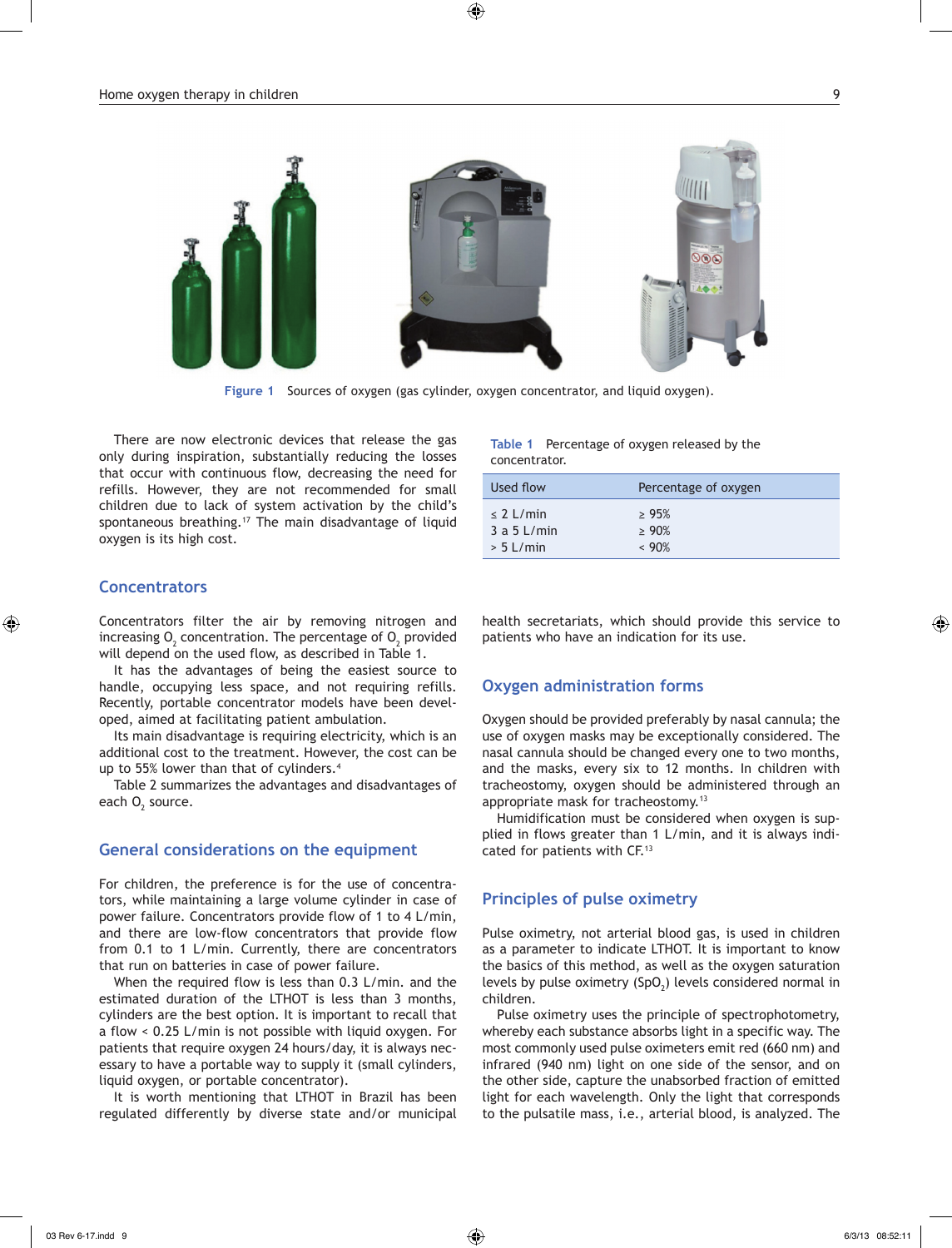Figure 1 Sources of oxygen (gas cylinder, oxygen concentrator, and liquid oxygen).

There are now electronic devices that release the gas only during inspiration, substantially reducing the losses that occur with continuous flow, decreasing the need for refills. However, they are not recommended for small children due to lack of system activation by the child's spontaneous breathing.[17] The main disadvantage of liquid oxygen is its high cost.

## Concentrators

Concentrators filter the air by removing nitrogen and increasing $O_2$ concentration. The percentage of $O_2$ provided will depend on the used flow, as described in Table 1.

It has the advantages of being the easiest source to handle, occupying less space, and not requiring refills. Recently, portable concentrator models have been developed, aimed at facilitating patient ambulation.

Its main disadvantage is requiring electricity, which is an additional cost to the treatment. However, the cost can be up to 55% lower than that of cylinders.[4]

Table 2 summarizes the advantages and disadvantages of each $O_2$ source.

## General considerations on the equipment

For children, the preference is for the use of concentrators, while maintaining a large volume cylinder in case of power failure. Concentrators provide flow of 1 to 4 L/min, and there are low-flow concentrators that provide flow from 0.1 to 1 L/min. Currently, there are concentrators that run on batteries in case of power failure.

When the required flow is less than 0.3 L/min. and the estimated duration of the LTHOT is less than 3 months, cylinders are the best option. It is important to recall that a flow < 0.25 L/min is not possible with liquid oxygen. For patients that require oxygen 24 hours/day, it is always necessary to have a portable way to supply it (small cylinders, liquid oxygen, or portable concentrator).

It is worth mentioning that LTHOT in Brazil has been regulated differently by diverse state and/or municipal health secretariats, which should provide this service to patients who have an indication for its use.

Table 1 Percentage of oxygen released by the concentrator.

| Used flow | Percentage of oxygen |
|---|---|
| ≤ 2 L/min | ≥ 95% |
| 3 a 5 L/min | ≥ 90% |
| > 5 L/min | < 90% |

## Oxygen administration forms

Oxygen should be provided preferably by nasal cannula; the use of oxygen masks may be exceptionally considered. The nasal cannula should be changed every one to two months, and the masks, every six to 12 months. In children with tracheostomy, oxygen should be administered through an appropriate mask for tracheostomy.[13]

Humidification must be considered when oxygen is supplied in flows greater than 1 L/min, and it is always indicated for patients with CF.[13]

## Principles of pulse oximetry

Pulse oximetry, not arterial blood gas, is used in children as a parameter to indicate LTHOT. It is important to know the basics of this method, as well as the oxygen saturation levels by pulse oximetry ($SpO_2$) levels considered normal in children.

Pulse oximetry uses the principle of spectrophotometry, whereby each substance absorbs light in a specific way. The most commonly used pulse oximeters emit red (660 nm) and infrared (940 nm) light on one side of the sensor, and on the other side, capture the unabsorbed fraction of emitted light for each wavelength. Only the light that corresponds to the pulsatile mass, i.e., arterial blood, is analyzed. The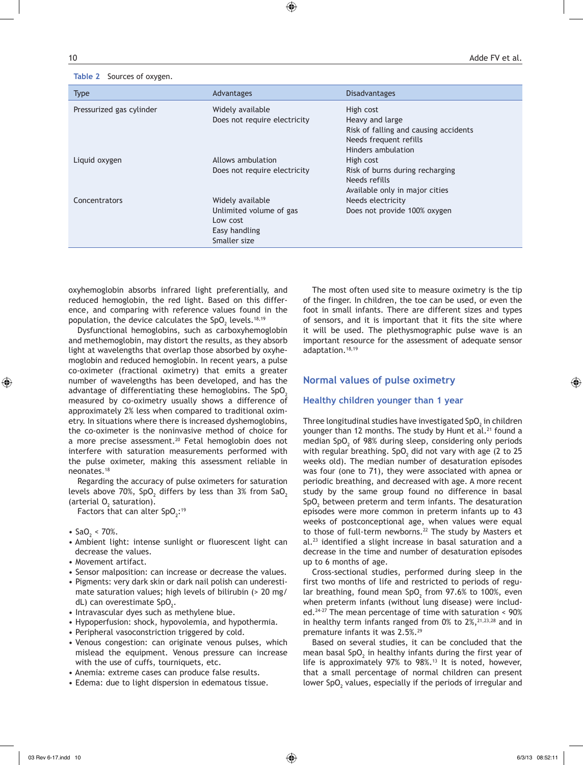Table 2 Sources of oxygen.

| Type | Advantages | Disadvantages |
|---|---|---|
| Pressurized gas cylinder | Widely available<br>Does not require electricity | High cost<br>Heavy and large<br>Risk of falling and causing accidents<br>Needs frequent refills<br>Hinders ambulation |
| Liquid oxygen | Allows ambulation<br>Does not require electricity | High cost<br>Risk of burns during recharging<br>Needs refills<br>Available only in major cities |
| Concentrators | Widely available<br>Unlimited volume of gas<br>Low cost<br>Easy handling<br>Smaller size | Needs electricity<br>Does not provide 100% oxygen |

oxyhemoglobin absorbs infrared light preferentially, and reduced hemoglobin, the red light. Based on this difference, and comparing with reference values found in the population, the device calculates the $SpO_2$ levels.[18,19]

Dysfunctional hemoglobins, such as carboxyhemoglobin and methemoglobin, may distort the results, as they absorb light at wavelengths that overlap those absorbed by oxyhemoglobin and reduced hemoglobin. In recent years, a pulse co-oximeter (fractional oximetry) that emits a greater number of wavelengths has been developed, and has the advantage of differentiating these hemoglobins. The $SpO_2$ measured by co-oximetry usually shows a difference of approximately 2% less when compared to traditional oximetry. In situations where there is increased dyshemoglobins, the co-oximeter is the noninvasive method of choice for a more precise assessment.[20] Fetal hemoglobin does not interfere with saturation measurements performed with the pulse oximeter, making this assessment reliable in neonates.[18]

Regarding the accuracy of pulse oximeters for saturation levels above 70%, $SpO_2$ differs by less than 3% from $SaO_2$ (arterial $O_2$ saturation).

Factors that can alter $SpO_2$:[19]

- $SaO_2$ < 70%.
- Ambient light: intense sunlight or fluorescent light can decrease the values.
- Movement artifact.
- Sensor malposition: can increase or decrease the values.
- Pigments: very dark skin or dark nail polish can underestimate saturation values; high levels of bilirubin (> 20 mg/dL) can overestimate $SpO_2$.
- Intravascular dyes such as methylene blue.
- Hypoperfusion: shock, hypovolemia, and hypothermia.
- Peripheral vasoconstriction triggered by cold.
- Venous congestion: can originate venous pulses, which mislead the equipment. Venous pressure can increase with the use of cuffs, tourniquets, etc.
- Anemia: extreme cases can produce false results.
- Edema: due to light dispersion in edematous tissue.

The most often used site to measure oximetry is the tip of the finger. In children, the toe can be used, or even the foot in small infants. There are different sizes and types of sensors, and it is important that it fits the site where it will be used. The plethysmographic pulse wave is an important resource for the assessment of adequate sensor adaptation.[18,19]

## Normal values of pulse oximetry

### Healthy children younger than 1 year

Three longitudinal studies have investigated $SpO_2$ in children younger than 12 months. The study by Hunt et al.[21] found a median $SpO_2$ of 98% during sleep, considering only periods with regular breathing. $SpO_2$ did not vary with age (2 to 25 weeks old). The median number of desaturation episodes was four (one to 71), they were associated with apnea or periodic breathing, and decreased with age. A more recent study by the same group found no difference in basal $SpO_2$ between preterm and term infants. The desaturation episodes were more common in preterm infants up to 43 weeks of postconceptional age, when values were equal to those of full-term newborns.[22] The study by Masters et al.[23] identified a slight increase in basal saturation and a decrease in the time and number of desaturation episodes up to 6 months of age.

Cross-sectional studies, performed during sleep in the first two months of life and restricted to periods of regular breathing, found mean $SpO_2$ from 97.6% to 100%, even when preterm infants (without lung disease) were included.[24-27] The mean percentage of time with saturation < 90% in healthy term infants ranged from 0% to 2%,[21,23,28] and in premature infants it was 2.5%.[29]

Based on several studies, it can be concluded that the mean basal $SpO_2$ in healthy infants during the first year of life is approximately 97% to 98%.[13] It is noted, however, that a small percentage of normal children can present lower $SpO_2$ values, especially if the periods of irregular and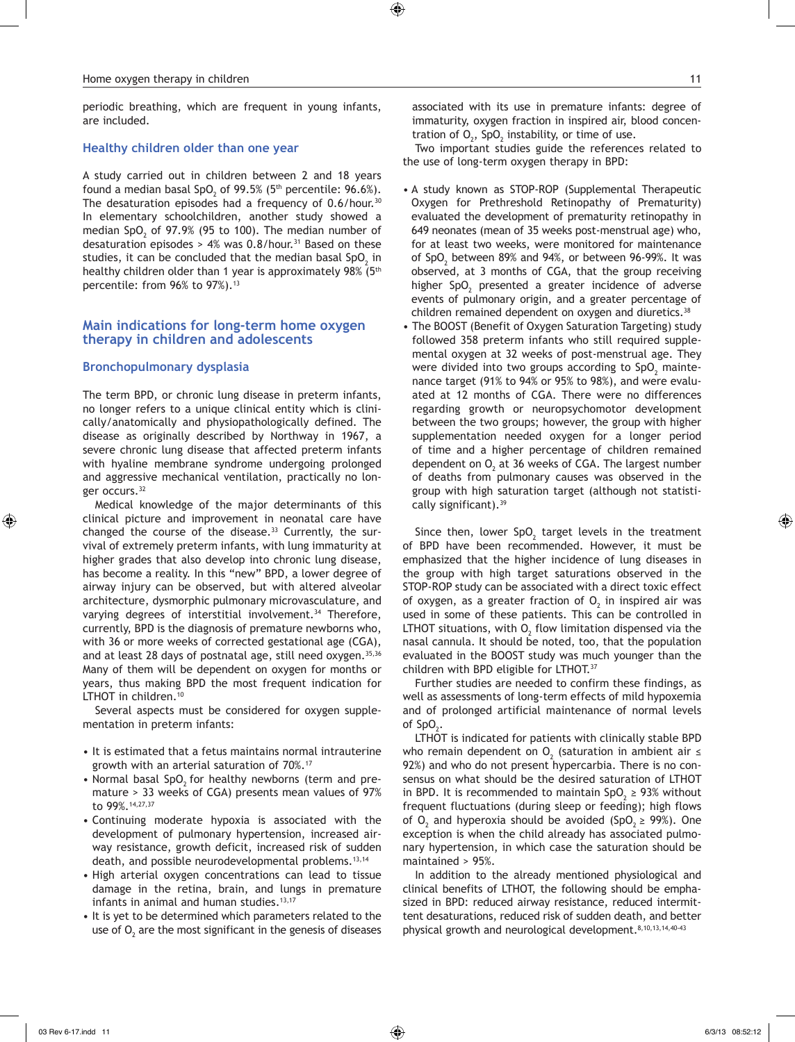periodic breathing, which are frequent in young infants, are included.

### Healthy children older than one year

A study carried out in children between 2 and 18 years found a median basal $SpO_2$ of 99.5% (5th percentile: 96.6%). The desaturation episodes had a frequency of 0.6/hour.[30] In elementary schoolchildren, another study showed a median $SpO_2$ of 97.9% (95 to 100). The median number of desaturation episodes > 4% was 0.8/hour.[31] Based on these studies, it can be concluded that the median basal $SpO_2$ in healthy children older than 1 year is approximately 98% (5th percentile: from 96% to 97%).[13]

## Main indications for long-term home oxygen therapy in children and adolescents

### Bronchopulmonary dysplasia

The term BPD, or chronic lung disease in preterm infants, no longer refers to a unique clinical entity which is clinically/anatomically and physiopathologically defined. The disease as originally described by Northway in 1967, a severe chronic lung disease that affected preterm infants with hyaline membrane syndrome undergoing prolonged and aggressive mechanical ventilation, practically no longer occurs.[32]

Medical knowledge of the major determinants of this clinical picture and improvement in neonatal care have changed the course of the disease.[33] Currently, the survival of extremely preterm infants, with lung immaturity at higher grades that also develop into chronic lung disease, has become a reality. In this "new" BPD, a lower degree of airway injury can be observed, but with altered alveolar architecture, dysmorphic pulmonary microvasculature, and varying degrees of interstitial involvement.[34] Therefore, currently, BPD is the diagnosis of premature newborns who, with 36 or more weeks of corrected gestational age (CGA), and at least 28 days of postnatal age, still need oxygen.[35,36] Many of them will be dependent on oxygen for months or years, thus making BPD the most frequent indication for LTHOT in children.[10]

Several aspects must be considered for oxygen supplementation in preterm infants:

- It is estimated that a fetus maintains normal intrauterine growth with an arterial saturation of 70%.[17]
- Normal basal $SpO_2$ for healthy newborns (term and premature > 33 weeks of CGA) presents mean values of 97% to 99%.[14,27,37]
- Continuing moderate hypoxia is associated with the development of pulmonary hypertension, increased airway resistance, growth deficit, increased risk of sudden death, and possible neurodevelopmental problems.[13,14]
- High arterial oxygen concentrations can lead to tissue damage in the retina, brain, and lungs in premature infants in animal and human studies.[13,17]
- It is yet to be determined which parameters related to the use of $O_2$ are the most significant in the genesis of diseases associated with its use in premature infants: degree of immaturity, oxygen fraction in inspired air, blood concentration of $O_2$, $SpO_2$ instability, or time of use.

Two important studies guide the references related to the use of long-term oxygen therapy in BPD:

- A study known as STOP-ROP (Supplemental Therapeutic Oxygen for Prethreshold Retinopathy of Prematurity) evaluated the development of prematurity retinopathy in 649 neonates (mean of 35 weeks post-menstrual age) who, for at least two weeks, were monitored for maintenance of $SpO_2$ between 89% and 94%, or between 96-99%. It was observed, at 3 months of CGA, that the group receiving higher $SpO_2$ presented a greater incidence of adverse events of pulmonary origin, and a greater percentage of children remained dependent on oxygen and diuretics.[38]
- The BOOST (Benefit of Oxygen Saturation Targeting) study followed 358 preterm infants who still required supplemental oxygen at 32 weeks of post-menstrual age. They were divided into two groups according to $SpO_2$ maintenance target (91% to 94% or 95% to 98%), and were evaluated at 12 months of CGA. There were no differences regarding growth or neuropsychomotor development between the two groups; however, the group with higher supplementation needed oxygen for a longer period of time and a higher percentage of children remained dependent on $O_2$ at 36 weeks of CGA. The largest number of deaths from pulmonary causes was observed in the group with high saturation target (although not statistically significant).[39]

Since then, lower $SpO_2$ target levels in the treatment of BPD have been recommended. However, it must be emphasized that the higher incidence of lung diseases in the group with high target saturations observed in the STOP-ROP study can be associated with a direct toxic effect of oxygen, as a greater fraction of $O_2$ in inspired air was used in some of these patients. This can be controlled in LTHOT situations, with $O_2$ flow limitation dispensed via the nasal cannula. It should be noted, too, that the population evaluated in the BOOST study was much younger than the children with BPD eligible for LTHOT.[37]

Further studies are needed to confirm these findings, as well as assessments of long-term effects of mild hypoxemia and of prolonged artificial maintenance of normal levels of $SpO_2$.

LTHOT is indicated for patients with clinically stable BPD who remain dependent on $O_2$ (saturation in ambient air ≤ 92%) and who do not present hypercarbia. There is no consensus on what should be the desired saturation of LTHOT in BPD. It is recommended to maintain $SpO_2$ ≥ 93% without frequent fluctuations (during sleep or feeding); high flows of $O_2$ and hyperoxia should be avoided ($SpO_2$ ≥ 99%). One exception is when the child already has associated pulmonary hypertension, in which case the saturation should be maintained > 95%.

In addition to the already mentioned physiological and clinical benefits of LTHOT, the following should be emphasized in BPD: reduced airway resistance, reduced intermittent desaturations, reduced risk of sudden death, and better physical growth and neurological development.[8,10,13,14,40-43]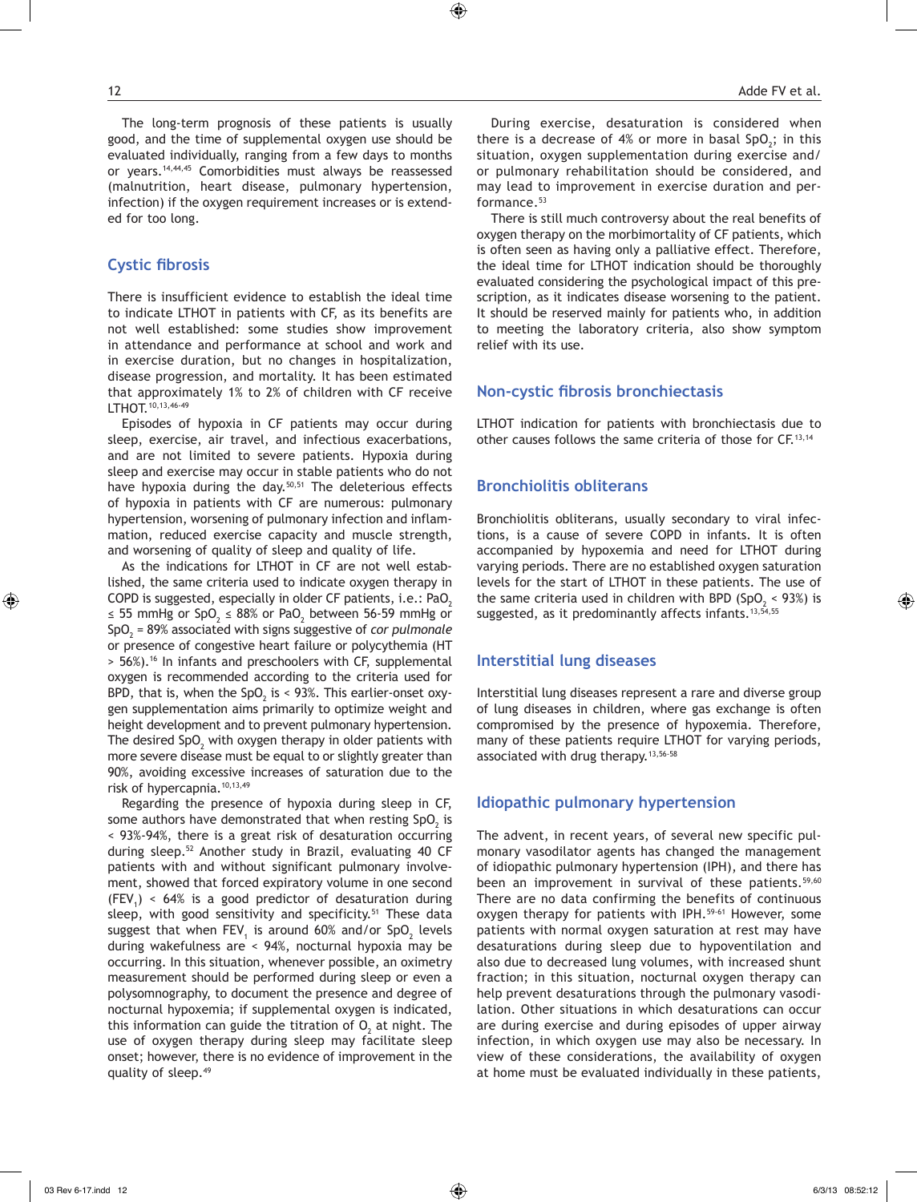The long-term prognosis of these patients is usually good, and the time of supplemental oxygen use should be evaluated individually, ranging from a few days to months or years.[14,44,45] Comorbidities must always be reassessed (malnutrition, heart disease, pulmonary hypertension, infection) if the oxygen requirement increases or is extended for too long.

## Cystic fibrosis

There is insufficient evidence to establish the ideal time to indicate LTHOT in patients with CF, as its benefits are not well established: some studies show improvement in attendance and performance at school and work and in exercise duration, but no changes in hospitalization, disease progression, and mortality. It has been estimated that approximately 1% to 2% of children with CF receive LTHOT.[10,13,46-49]

Episodes of hypoxia in CF patients may occur during sleep, exercise, air travel, and infectious exacerbations, and are not limited to severe patients. Hypoxia during sleep and exercise may occur in stable patients who do not have hypoxia during the day.[50,51] The deleterious effects of hypoxia in patients with CF are numerous: pulmonary hypertension, worsening of pulmonary infection and inflammation, reduced exercise capacity and muscle strength, and worsening of quality of sleep and quality of life.

As the indications for LTHOT in CF are not well established, the same criteria used to indicate oxygen therapy in COPD is suggested, especially in older CF patients, i.e.: $PaO_2$ ≤ 55 mmHg or $SpO_2$ ≤ 88% or $PaO_2$ between 56-59 mmHg or $SpO_2$ = 89% associated with signs suggestive of *cor pulmonale* or presence of congestive heart failure or polycythemia (HT > 56%).[16] In infants and preschoolers with CF, supplemental oxygen is recommended according to the criteria used for BPD, that is, when the $SpO_2$ is < 93%. This earlier-onset oxygen supplementation aims primarily to optimize weight and height development and to prevent pulmonary hypertension. The desired $SpO_2$ with oxygen therapy in older patients with more severe disease must be equal to or slightly greater than 90%, avoiding excessive increases of saturation due to the risk of hypercapnia.[10,13,49]

Regarding the presence of hypoxia during sleep in CF, some authors have demonstrated that when resting $SpO_2$ is < 93%-94%, there is a great risk of desaturation occurring during sleep.[52] Another study in Brazil, evaluating 40 CF patients with and without significant pulmonary involvement, showed that forced expiratory volume in one second ($FEV_1$) < 64% is a good predictor of desaturation during sleep, with good sensitivity and specificity.[51] These data suggest that when $FEV_1$ is around 60% and/or $SpO_2$ levels during wakefulness are < 94%, nocturnal hypoxia may be occurring. In this situation, whenever possible, an oximetry measurement should be performed during sleep or even a polysomnography, to document the presence and degree of nocturnal hypoxemia; if supplemental oxygen is indicated, this information can guide the titration of $O_2$ at night. The use of oxygen therapy during sleep may facilitate sleep onset; however, there is no evidence of improvement in the quality of sleep.[49]

During exercise, desaturation is considered when there is a decrease of 4% or more in basal $SpO_2$; in this situation, oxygen supplementation during exercise and/or pulmonary rehabilitation should be considered, and may lead to improvement in exercise duration and performance.[53]

There is still much controversy about the real benefits of oxygen therapy on the morbimortality of CF patients, which is often seen as having only a palliative effect. Therefore, the ideal time for LTHOT indication should be thoroughly evaluated considering the psychological impact of this prescription, as it indicates disease worsening to the patient. It should be reserved mainly for patients who, in addition to meeting the laboratory criteria, also show symptom relief with its use.

## Non-cystic fibrosis bronchiectasis

LTHOT indication for patients with bronchiectasis due to other causes follows the same criteria of those for CF.[13,14]

## Bronchiolitis obliterans

Bronchiolitis obliterans, usually secondary to viral infections, is a cause of severe COPD in infants. It is often accompanied by hypoxemia and need for LTHOT during varying periods. There are no established oxygen saturation levels for the start of LTHOT in these patients. The use of the same criteria used in children with BPD ($SpO_2$ < 93%) is suggested, as it predominantly affects infants.[13,54,55]

## Interstitial lung diseases

Interstitial lung diseases represent a rare and diverse group of lung diseases in children, where gas exchange is often compromised by the presence of hypoxemia. Therefore, many of these patients require LTHOT for varying periods, associated with drug therapy.[13,56-58]

## Idiopathic pulmonary hypertension

The advent, in recent years, of several new specific pulmonary vasodilator agents has changed the management of idiopathic pulmonary hypertension (IPH), and there has been an improvement in survival of these patients.[59,60] There are no data confirming the benefits of continuous oxygen therapy for patients with IPH.[59-61] However, some patients with normal oxygen saturation at rest may have desaturations during sleep due to hypoventilation and also due to decreased lung volumes, with increased shunt fraction; in this situation, nocturnal oxygen therapy can help prevent desaturations through the pulmonary vasodilation. Other situations in which desaturations can occur are during exercise and during episodes of upper airway infection, in which oxygen use may also be necessary. In view of these considerations, the availability of oxygen at home must be evaluated individually in these patients,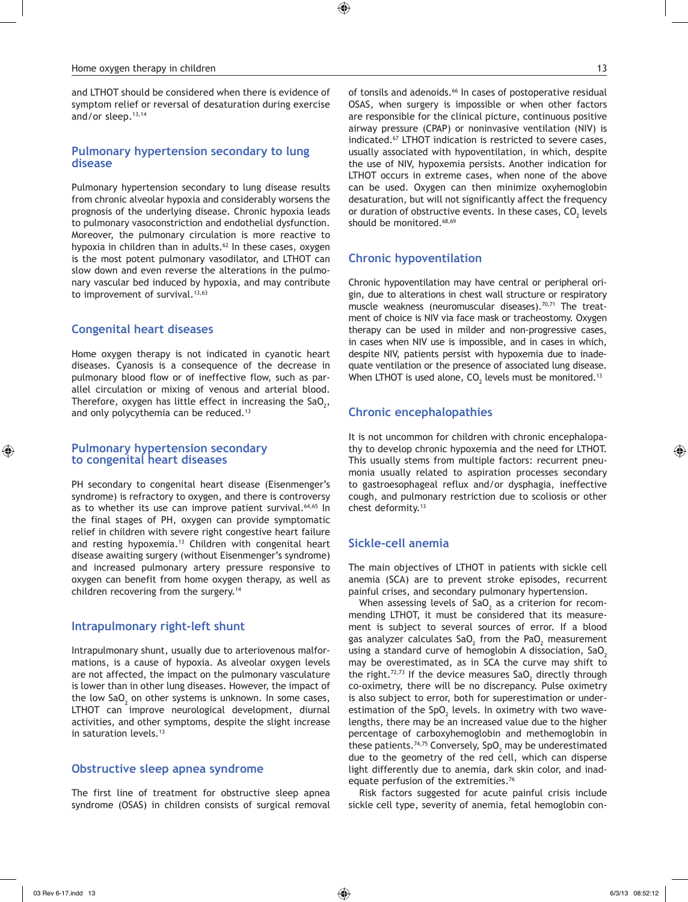and LTHOT should be considered when there is evidence of symptom relief or reversal of desaturation during exercise and/or sleep.[13,14]

## Pulmonary hypertension secondary to lung disease

Pulmonary hypertension secondary to lung disease results from chronic alveolar hypoxia and considerably worsens the prognosis of the underlying disease. Chronic hypoxia leads to pulmonary vasoconstriction and endothelial dysfunction. Moreover, the pulmonary circulation is more reactive to hypoxia in children than in adults.[62] In these cases, oxygen is the most potent pulmonary vasodilator, and LTHOT can slow down and even reverse the alterations in the pulmonary vascular bed induced by hypoxia, and may contribute to improvement of survival.[13,63]

## Congenital heart diseases

Home oxygen therapy is not indicated in cyanotic heart diseases. Cyanosis is a consequence of the decrease in pulmonary blood flow or of ineffective flow, such as parallel circulation or mixing of venous and arterial blood. Therefore, oxygen has little effect in increasing the $SaO_2$, and only polycythemia can be reduced.[13]

## Pulmonary hypertension secondary to congenital heart diseases

PH secondary to congenital heart disease (Eisenmenger's syndrome) is refractory to oxygen, and there is controversy as to whether its use can improve patient survival.[64,65] In the final stages of PH, oxygen can provide symptomatic relief in children with severe right congestive heart failure and resting hypoxemia.[13] Children with congenital heart disease awaiting surgery (without Eisenmenger's syndrome) and increased pulmonary artery pressure responsive to oxygen can benefit from home oxygen therapy, as well as children recovering from the surgery.[14]

## Intrapulmonary right-left shunt

Intrapulmonary shunt, usually due to arteriovenous malformations, is a cause of hypoxia. As alveolar oxygen levels are not affected, the impact on the pulmonary vasculature is lower than in other lung diseases. However, the impact of the low $SaO_2$ on other systems is unknown. In some cases, LTHOT can improve neurological development, diurnal activities, and other symptoms, despite the slight increase in saturation levels.[13]

## Obstructive sleep apnea syndrome

The first line of treatment for obstructive sleep apnea syndrome (OSAS) in children consists of surgical removal of tonsils and adenoids.[66] In cases of postoperative residual OSAS, when surgery is impossible or when other factors are responsible for the clinical picture, continuous positive airway pressure (CPAP) or noninvasive ventilation (NIV) is indicated.[67] LTHOT indication is restricted to severe cases, usually associated with hypoventilation, in which, despite the use of NIV, hypoxemia persists. Another indication for LTHOT occurs in extreme cases, when none of the above can be used. Oxygen can then minimize oxyhemoglobin desaturation, but will not significantly affect the frequency or duration of obstructive events. In these cases, $CO_2$ levels should be monitored.[68,69]

## Chronic hypoventilation

Chronic hypoventilation may have central or peripheral origin, due to alterations in chest wall structure or respiratory muscle weakness (neuromuscular diseases).[70,71] The treatment of choice is NIV via face mask or tracheostomy. Oxygen therapy can be used in milder and non-progressive cases, in cases when NIV use is impossible, and in cases in which, despite NIV, patients persist with hypoxemia due to inadequate ventilation or the presence of associated lung disease. When LTHOT is used alone, $CO_2$ levels must be monitored.[13]

## Chronic encephalopathies

It is not uncommon for children with chronic encephalopathy to develop chronic hypoxemia and the need for LTHOT. This usually stems from multiple factors: recurrent pneumonia usually related to aspiration processes secondary to gastroesophageal reflux and/or dysphagia, ineffective cough, and pulmonary restriction due to scoliosis or other chest deformity.[13]

## Sickle-cell anemia

The main objectives of LTHOT in patients with sickle cell anemia (SCA) are to prevent stroke episodes, recurrent painful crises, and secondary pulmonary hypertension.

When assessing levels of $SaO_2$ as a criterion for recommending LTHOT, it must be considered that its measurement is subject to several sources of error. If a blood gas analyzer calculates $SaO_2$ from the $PaO_2$ measurement using a standard curve of hemoglobin A dissociation, $SaO_2$ may be overestimated, as in SCA the curve may shift to the right.[72,73] If the device measures $SaO_2$ directly through co-oximetry, there will be no discrepancy. Pulse oximetry is also subject to error, both for superestimation or underestimation of the $SpO_2$ levels. In oximetry with two wavelengths, there may be an increased value due to the higher percentage of carboxyhemoglobin and methemoglobin in these patients.[74,75] Conversely, $SpO_2$ may be underestimated due to the geometry of the red cell, which can disperse light differently due to anemia, dark skin color, and inadequate perfusion of the extremities.[76]

Risk factors suggested for acute painful crisis include sickle cell type, severity of anemia, fetal hemoglobin con-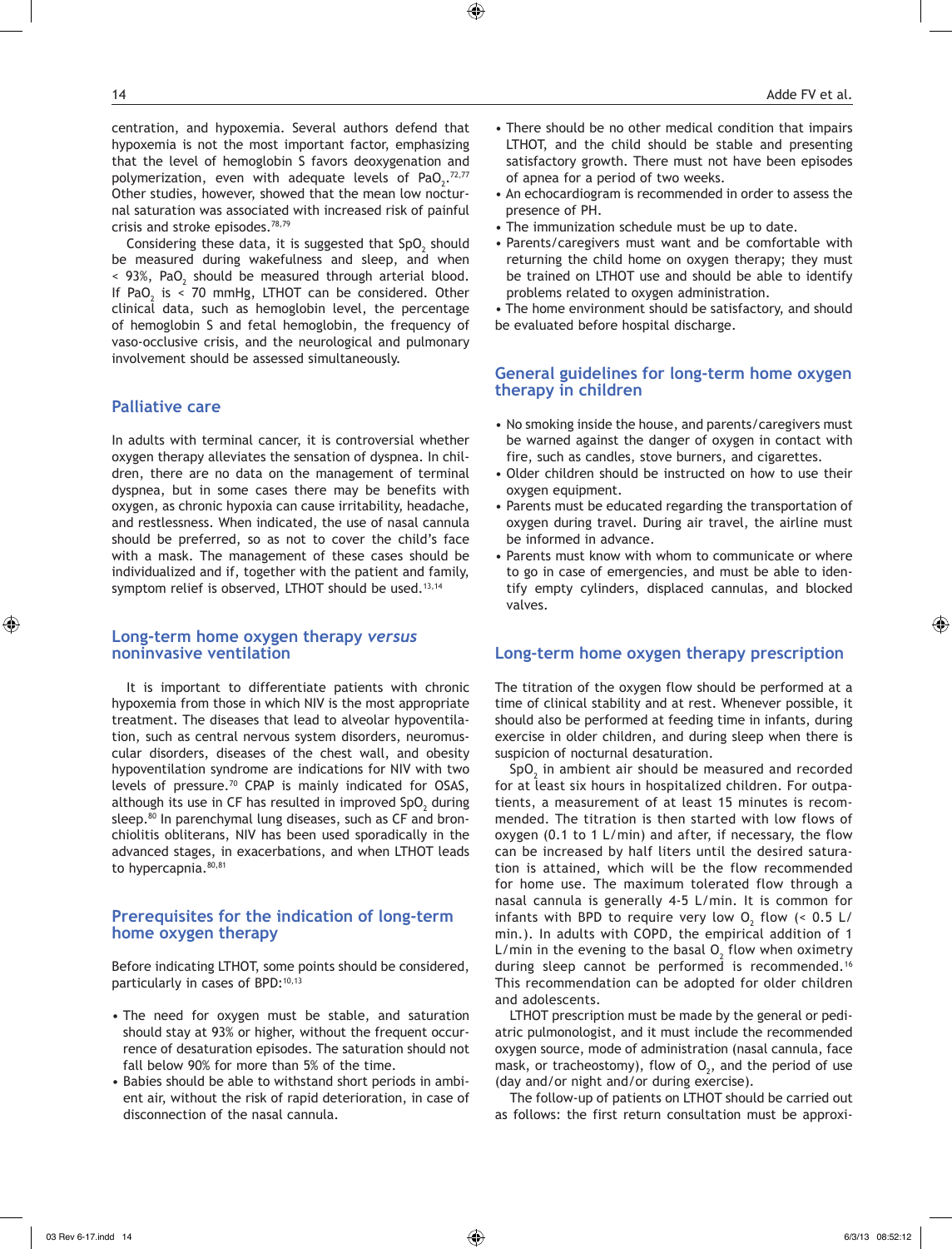centration, and hypoxemia. Several authors defend that hypoxemia is not the most important factor, emphasizing that the level of hemoglobin S favors deoxygenation and polymerization, even with adequate levels of $PaO_2$.[72,77] Other studies, however, showed that the mean low nocturnal saturation was associated with increased risk of painful crisis and stroke episodes.[78,79]

Considering these data, it is suggested that $SpO_2$ should be measured during wakefulness and sleep, and when < 93%, $PaO_2$ should be measured through arterial blood. If $PaO_2$ is < 70 mmHg, LTHOT can be considered. Other clinical data, such as hemoglobin level, the percentage of hemoglobin S and fetal hemoglobin, the frequency of vaso-occlusive crisis, and the neurological and pulmonary involvement should be assessed simultaneously.

## Palliative care

In adults with terminal cancer, it is controversial whether oxygen therapy alleviates the sensation of dyspnea. In children, there are no data on the management of terminal dyspnea, but in some cases there may be benefits with oxygen, as chronic hypoxia can cause irritability, headache, and restlessness. When indicated, the use of nasal cannula should be preferred, so as not to cover the child's face with a mask. The management of these cases should be individualized and if, together with the patient and family, symptom relief is observed, LTHOT should be used.[13,14]

## Long-term home oxygen therapy *versus* noninvasive ventilation

It is important to differentiate patients with chronic hypoxemia from those in which NIV is the most appropriate treatment. The diseases that lead to alveolar hypoventilation, such as central nervous system disorders, neuromuscular disorders, diseases of the chest wall, and obesity hypoventilation syndrome are indications for NIV with two levels of pressure.[70] CPAP is mainly indicated for OSAS, although its use in CF has resulted in improved $SpO_2$ during sleep.[80] In parenchymal lung diseases, such as CF and bronchiolitis obliterans, NIV has been used sporadically in the advanced stages, in exacerbations, and when LTHOT leads to hypercapnia.[80,81]

## Prerequisites for the indication of long-term home oxygen therapy

Before indicating LTHOT, some points should be considered, particularly in cases of BPD:[10,13]

- The need for oxygen must be stable, and saturation should stay at 93% or higher, without the frequent occurrence of desaturation episodes. The saturation should not fall below 90% for more than 5% of the time.
- Babies should be able to withstand short periods in ambient air, without the risk of rapid deterioration, in case of disconnection of the nasal cannula.
- There should be no other medical condition that impairs LTHOT, and the child should be stable and presenting satisfactory growth. There must not have been episodes of apnea for a period of two weeks.
- An echocardiogram is recommended in order to assess the presence of PH.
- The immunization schedule must be up to date.
- Parents/caregivers must want and be comfortable with returning the child home on oxygen therapy; they must be trained on LTHOT use and should be able to identify problems related to oxygen administration.
- The home environment should be satisfactory, and should be evaluated before hospital discharge.

## General guidelines for long-term home oxygen therapy in children

- No smoking inside the house, and parents/caregivers must be warned against the danger of oxygen in contact with fire, such as candles, stove burners, and cigarettes.
- Older children should be instructed on how to use their oxygen equipment.
- Parents must be educated regarding the transportation of oxygen during travel. During air travel, the airline must be informed in advance.
- Parents must know with whom to communicate or where to go in case of emergencies, and must be able to identify empty cylinders, displaced cannulas, and blocked valves.

## Long-term home oxygen therapy prescription

The titration of the oxygen flow should be performed at a time of clinical stability and at rest. Whenever possible, it should also be performed at feeding time in infants, during exercise in older children, and during sleep when there is suspicion of nocturnal desaturation.

$SpO_2$ in ambient air should be measured and recorded for at least six hours in hospitalized children. For outpatients, a measurement of at least 15 minutes is recommended. The titration is then started with low flows of oxygen (0.1 to 1 L/min) and after, if necessary, the flow can be increased by half liters until the desired saturation is attained, which will be the flow recommended for home use. The maximum tolerated flow through a nasal cannula is generally 4-5 L/min. It is common for infants with BPD to require very low $O_2$ flow (< 0.5 L/min.). In adults with COPD, the empirical addition of 1 L/min in the evening to the basal $O_2$ flow when oximetry during sleep cannot be performed is recommended.[16] This recommendation can be adopted for older children and adolescents.

LTHOT prescription must be made by the general or pediatric pulmonologist, and it must include the recommended oxygen source, mode of administration (nasal cannula, face mask, or tracheostomy), flow of $O_2$, and the period of use (day and/or night and/or during exercise).

The follow-up of patients on LTHOT should be carried out as follows: the first return consultation must be approxi-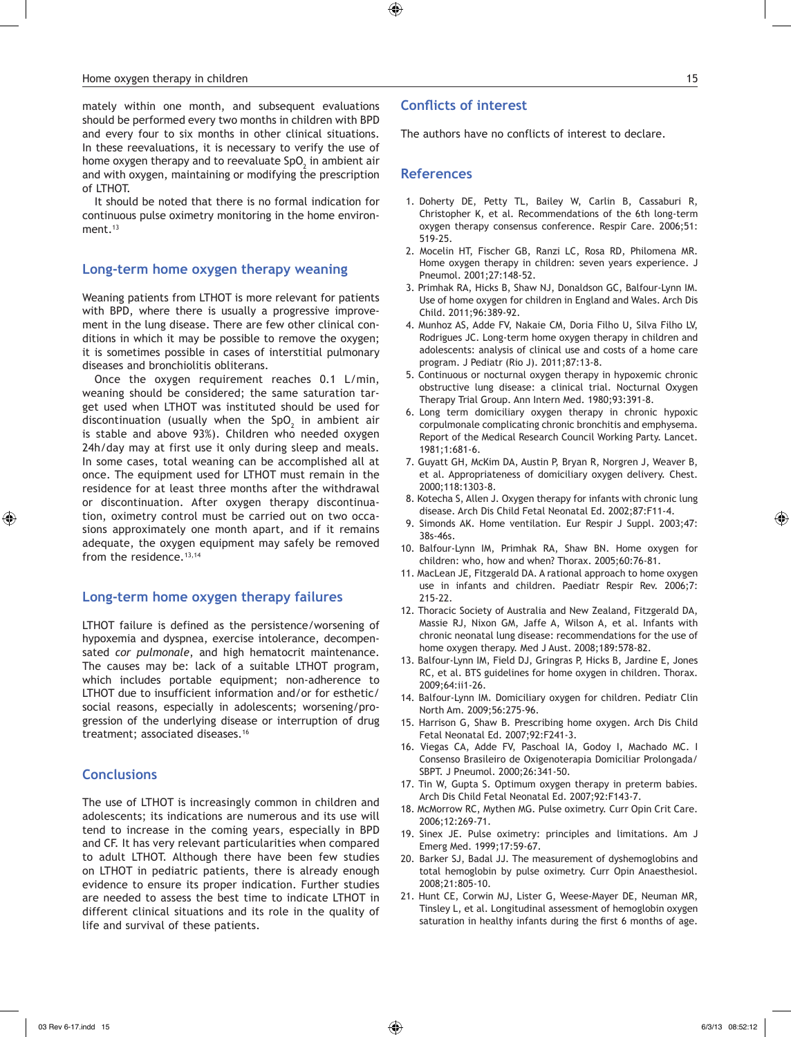mately within one month, and subsequent evaluations should be performed every two months in children with BPD and every four to six months in other clinical situations. In these reevaluations, it is necessary to verify the use of home oxygen therapy and to reevaluate $SpO_2$ in ambient air and with oxygen, maintaining or modifying the prescription of LTHOT.

It should be noted that there is no formal indication for continuous pulse oximetry monitoring in the home environment.[13]

## Long-term home oxygen therapy weaning

Weaning patients from LTHOT is more relevant for patients with BPD, where there is usually a progressive improvement in the lung disease. There are few other clinical conditions in which it may be possible to remove the oxygen; it is sometimes possible in cases of interstitial pulmonary diseases and bronchiolitis obliterans.

Once the oxygen requirement reaches 0.1 L/min, weaning should be considered; the same saturation target used when LTHOT was instituted should be used for discontinuation (usually when the $SpO_2$ in ambient air is stable and above 93%). Children who needed oxygen 24h/day may at first use it only during sleep and meals. In some cases, total weaning can be accomplished all at once. The equipment used for LTHOT must remain in the residence for at least three months after the withdrawal or discontinuation. After oxygen therapy discontinuation, oximetry control must be carried out on two occasions approximately one month apart, and if it remains adequate, the oxygen equipment may safely be removed from the residence.[13,14]

## Long-term home oxygen therapy failures

LTHOT failure is defined as the persistence/worsening of hypoxemia and dyspnea, exercise intolerance, decompensated *cor pulmonale*, and high hematocrit maintenance. The causes may be: lack of a suitable LTHOT program, which includes portable equipment; non-adherence to LTHOT due to insufficient information and/or for esthetic/social reasons, especially in adolescents; worsening/progression of the underlying disease or interruption of drug treatment; associated diseases.[16]

## Conclusions

The use of LTHOT is increasingly common in children and adolescents; its indications are numerous and its use will tend to increase in the coming years, especially in BPD and CF. It has very relevant particularities when compared to adult LTHOT. Although there have been few studies on LTHOT in pediatric patients, there is already enough evidence to ensure its proper indication. Further studies are needed to assess the best time to indicate LTHOT in different clinical situations and its role in the quality of life and survival of these patients.

## Conflicts of interest

The authors have no conflicts of interest to declare.

## References

1. Doherty DE, Petty TL, Bailey W, Carlin B, Cassaburi R, Christopher K, et al. Recommendations of the 6th long-term oxygen therapy consensus conference. Respir Care. 2006;51:519-25.
2. Mocelin HT, Fischer GB, Ranzi LC, Rosa RD, Philomena MR. Home oxygen therapy in children: seven years experience. J Pneumol. 2001;27:148-52.
3. Primhak RA, Hicks B, Shaw NJ, Donaldson GC, Balfour-Lynn IM. Use of home oxygen for children in England and Wales. Arch Dis Child. 2011;96:389-92.
4. Munhoz AS, Adde FV, Nakaie CM, Doria Filho U, Silva Filho LV, Rodrigues JC. Long-term home oxygen therapy in children and adolescents: analysis of clinical use and costs of a home care program. J Pediatr (Rio J). 2011;87:13-8.
5. Continuous or nocturnal oxygen therapy in hypoxemic chronic obstructive lung disease: a clinical trial. Nocturnal Oxygen Therapy Trial Group. Ann Intern Med. 1980;93:391-8.
6. Long term domiciliary oxygen therapy in chronic hypoxic corpulmonale complicating chronic bronchitis and emphysema. Report of the Medical Research Council Working Party. Lancet. 1981;1:681-6.
7. Guyatt GH, McKim DA, Austin P, Bryan R, Norgren J, Weaver B, et al. Appropriateness of domiciliary oxygen delivery. Chest. 2000;118:1303-8.
8. Kotecha S, Allen J. Oxygen therapy for infants with chronic lung disease. Arch Dis Child Fetal Neonatal Ed. 2002;87:F11-4.
9. Simonds AK. Home ventilation. Eur Respir J Suppl. 2003;47:38s-46s.
10. Balfour-Lynn IM, Primhak RA, Shaw BN. Home oxygen for children: who, how and when? Thorax. 2005;60:76-81.
11. MacLean JE, Fitzgerald DA. A rational approach to home oxygen use in infants and children. Paediatr Respir Rev. 2006;7:215-22.
12. Thoracic Society of Australia and New Zealand, Fitzgerald DA, Massie RJ, Nixon GM, Jaffe A, Wilson A, et al. Infants with chronic neonatal lung disease: recommendations for the use of home oxygen therapy. Med J Aust. 2008;189:578-82.
13. Balfour-Lynn IM, Field DJ, Gringras P, Hicks B, Jardine E, Jones RC, et al. BTS guidelines for home oxygen in children. Thorax. 2009;64:ii1-26.
14. Balfour-Lynn IM. Domiciliary oxygen for children. Pediatr Clin North Am. 2009;56:275-96.
15. Harrison G, Shaw B. Prescribing home oxygen. Arch Dis Child Fetal Neonatal Ed. 2007;92:F241-3.
16. Viegas CA, Adde FV, Paschoal IA, Godoy I, Machado MC. I Consenso Brasileiro de Oxigenoterapia Domiciliar Prolongada/SBPT. J Pneumol. 2000;26:341-50.
17. Tin W, Gupta S. Optimum oxygen therapy in preterm babies. Arch Dis Child Fetal Neonatal Ed. 2007;92:F143-7.
18. McMorrow RC, Mythen MG. Pulse oximetry. Curr Opin Crit Care. 2006;12:269-71.
19. Sinex JE. Pulse oximetry: principles and limitations. Am J Emerg Med. 1999;17:59-67.
20. Barker SJ, Badal JJ. The measurement of dyshemoglobins and total hemoglobin by pulse oximetry. Curr Opin Anaesthesiol. 2008;21:805-10.
21. Hunt CE, Corwin MJ, Lister G, Weese-Mayer DE, Neuman MR, Tinsley L, et al. Longitudinal assessment of hemoglobin oxygen saturation in healthy infants during the first 6 months of age.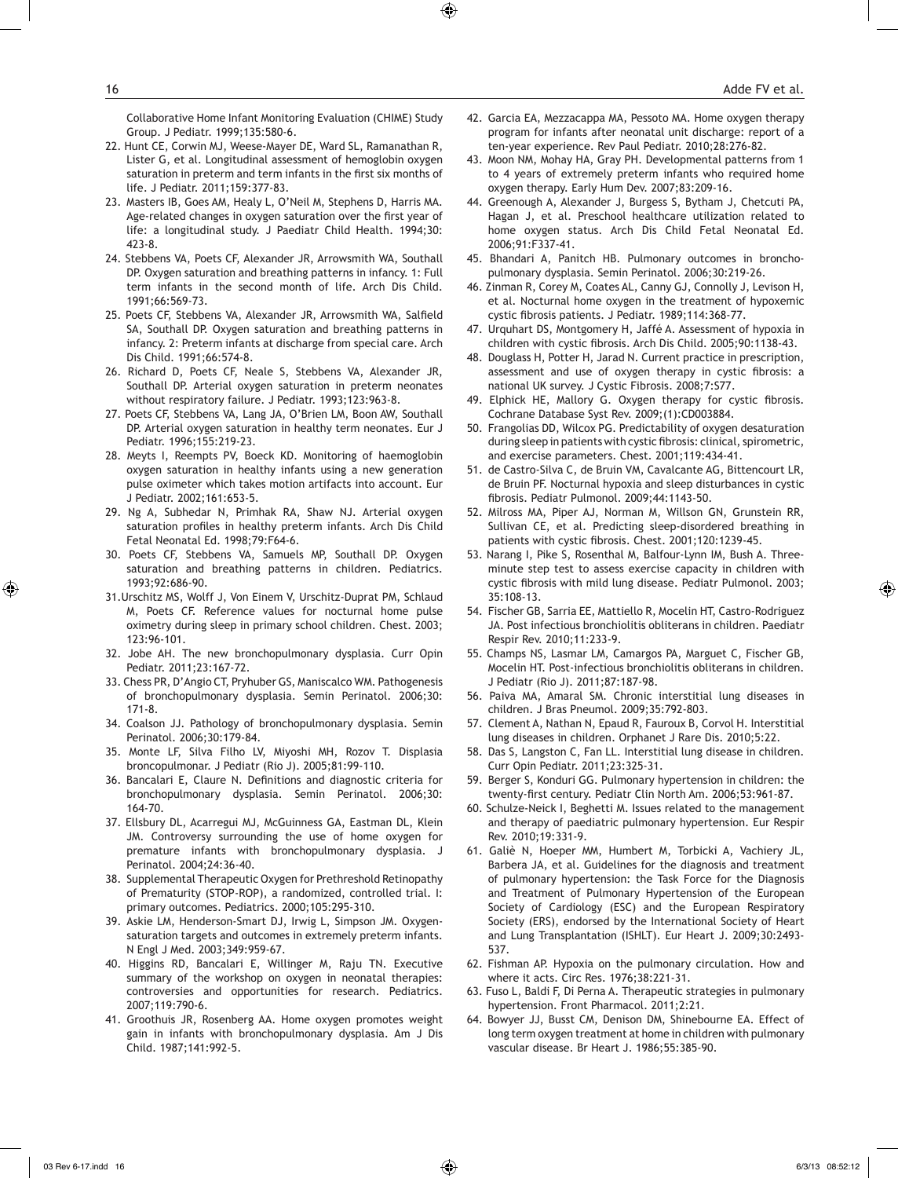Collaborative Home Infant Monitoring Evaluation (CHIME) Study Group. J Pediatr. 1999;135:580-6.

22. Hunt CE, Corwin MJ, Weese-Mayer DE, Ward SL, Ramanathan R, Lister G, et al. Longitudinal assessment of hemoglobin oxygen saturation in preterm and term infants in the first six months of life. J Pediatr. 2011;159:377-83.
23. Masters IB, Goes AM, Healy L, O'Neil M, Stephens D, Harris MA. Age-related changes in oxygen saturation over the first year of life: a longitudinal study. J Paediatr Child Health. 1994;30: 423-8.
24. Stebbens VA, Poets CF, Alexander JR, Arrowsmith WA, Southall DP. Oxygen saturation and breathing patterns in infancy. 1: Full term infants in the second month of life. Arch Dis Child. 1991;66:569-73.
25. Poets CF, Stebbens VA, Alexander JR, Arrowsmith WA, Salfield SA, Southall DP. Oxygen saturation and breathing patterns in infancy. 2: Preterm infants at discharge from special care. Arch Dis Child. 1991;66:574-8.
26. Richard D, Poets CF, Neale S, Stebbens VA, Alexander JR, Southall DP. Arterial oxygen saturation in preterm neonates without respiratory failure. J Pediatr. 1993;123:963-8.
27. Poets CF, Stebbens VA, Lang JA, O'Brien LM, Boon AW, Southall DP. Arterial oxygen saturation in healthy term neonates. Eur J Pediatr. 1996;155:219-23.
28. Meyts I, Reempts PV, Boeck KD. Monitoring of haemoglobin oxygen saturation in healthy infants using a new generation pulse oximeter which takes motion artifacts into account. Eur J Pediatr. 2002;161:653-5.
29. Ng A, Subhedar N, Primhak RA, Shaw NJ. Arterial oxygen saturation profiles in healthy preterm infants. Arch Dis Child Fetal Neonatal Ed. 1998;79:F64-6.
30. Poets CF, Stebbens VA, Samuels MP, Southall DP. Oxygen saturation and breathing patterns in children. Pediatrics. 1993;92:686-90.
31. Urschitz MS, Wolff J, Von Einem V, Urschitz-Duprat PM, Schlaud M, Poets CF. Reference values for nocturnal home pulse oximetry during sleep in primary school children. Chest. 2003; 123:96-101.
32. Jobe AH. The new bronchopulmonary dysplasia. Curr Opin Pediatr. 2011;23:167-72.
33. Chess PR, D'Angio CT, Pryhuber GS, Maniscalco WM. Pathogenesis of bronchopulmonary dysplasia. Semin Perinatol. 2006;30: 171-8.
34. Coalson JJ. Pathology of bronchopulmonary dysplasia. Semin Perinatol. 2006;30:179-84.
35. Monte LF, Silva Filho LV, Miyoshi MH, Rozov T. Displasia broncopulmonar. J Pediatr (Rio J). 2005;81:99-110.
36. Bancalari E, Claure N. Definitions and diagnostic criteria for bronchopulmonary dysplasia. Semin Perinatol. 2006;30: 164-70.
37. Ellsbury DL, Acarregui MJ, McGuinness GA, Eastman DL, Klein JM. Controversy surrounding the use of home oxygen for premature infants with bronchopulmonary dysplasia. J Perinatol. 2004;24:36-40.
38. Supplemental Therapeutic Oxygen for Prethreshold Retinopathy of Prematurity (STOP-ROP), a randomized, controlled trial. I: primary outcomes. Pediatrics. 2000;105:295-310.
39. Askie LM, Henderson-Smart DJ, Irwig L, Simpson JM. Oxygen-saturation targets and outcomes in extremely preterm infants. N Engl J Med. 2003;349:959-67.
40. Higgins RD, Bancalari E, Willinger M, Raju TN. Executive summary of the workshop on oxygen in neonatal therapies: controversies and opportunities for research. Pediatrics. 2007;119:790-6.
41. Groothuis JR, Rosenberg AA. Home oxygen promotes weight gain in infants with bronchopulmonary dysplasia. Am J Dis Child. 1987;141:992-5.
42. Garcia EA, Mezzacappa MA, Pessoto MA. Home oxygen therapy program for infants after neonatal unit discharge: report of a ten-year experience. Rev Paul Pediatr. 2010;28:276-82.
43. Moon NM, Mohay HA, Gray PH. Developmental patterns from 1 to 4 years of extremely preterm infants who required home oxygen therapy. Early Hum Dev. 2007;83:209-16.
44. Greenough A, Alexander J, Burgess S, Bytham J, Chetcuti PA, Hagan J, et al. Preschool healthcare utilization related to home oxygen status. Arch Dis Child Fetal Neonatal Ed. 2006;91:F337-41.
45. Bhandari A, Panitch HB. Pulmonary outcomes in bronchopulmonary dysplasia. Semin Perinatol. 2006;30:219-26.
46. Zinman R, Corey M, Coates AL, Canny GJ, Connolly J, Levison H, et al. Nocturnal home oxygen in the treatment of hypoxemic cystic fibrosis patients. J Pediatr. 1989;114:368-77.
47. Urquhart DS, Montgomery H, Jaffé A. Assessment of hypoxia in children with cystic fibrosis. Arch Dis Child. 2005;90:1138-43.
48. Douglass H, Potter H, Jarad N. Current practice in prescription, assessment and use of oxygen therapy in cystic fibrosis: a national UK survey. J Cystic Fibrosis. 2008;7:S77.
49. Elphick HE, Mallory G. Oxygen therapy for cystic fibrosis. Cochrane Database Syst Rev. 2009;(1):CD003884.
50. Frangolias DD, Wilcox PG. Predictability of oxygen desaturation during sleep in patients with cystic fibrosis: clinical, spirometric, and exercise parameters. Chest. 2001;119:434-41.
51. de Castro-Silva C, de Bruin VM, Cavalcante AG, Bittencourt LR, de Bruin PF. Nocturnal hypoxia and sleep disturbances in cystic fibrosis. Pediatr Pulmonol. 2009;44:1143-50.
52. Milross MA, Piper AJ, Norman M, Willson GN, Grunstein RR, Sullivan CE, et al. Predicting sleep-disordered breathing in patients with cystic fibrosis. Chest. 2001;120:1239-45.
53. Narang I, Pike S, Rosenthal M, Balfour-Lynn IM, Bush A. Three-minute step test to assess exercise capacity in children with cystic fibrosis with mild lung disease. Pediatr Pulmonol. 2003; 35:108-13.
54. Fischer GB, Sarria EE, Mattiello R, Mocelin HT, Castro-Rodriguez JA. Post infectious bronchiolitis obliterans in children. Paediatr Respir Rev. 2010;11:233-9.
55. Champs NS, Lasmar LM, Camargos PA, Marguet C, Fischer GB, Mocelin HT. Post-infectious bronchiolitis obliterans in children. J Pediatr (Rio J). 2011;87:187-98.
56. Paiva MA, Amaral SM. Chronic interstitial lung diseases in children. J Bras Pneumol. 2009;35:792-803.
57. Clement A, Nathan N, Epaud R, Fauroux B, Corvol H. Interstitial lung diseases in children. Orphanet J Rare Dis. 2010;5:22.
58. Das S, Langston C, Fan LL. Interstitial lung disease in children. Curr Opin Pediatr. 2011;23:325-31.
59. Berger S, Konduri GG. Pulmonary hypertension in children: the twenty-first century. Pediatr Clin North Am. 2006;53:961-87.
60. Schulze-Neick I, Beghetti M. Issues related to the management and therapy of paediatric pulmonary hypertension. Eur Respir Rev. 2010;19:331-9.
61. Galiè N, Hoeper MM, Humbert M, Torbicki A, Vachiery JL, Barbera JA, et al. Guidelines for the diagnosis and treatment of pulmonary hypertension: the Task Force for the Diagnosis and Treatment of Pulmonary Hypertension of the European Society of Cardiology (ESC) and the European Respiratory Society (ERS), endorsed by the International Society of Heart and Lung Transplantation (ISHLT). Eur Heart J. 2009;30:2493-537.
62. Fishman AP. Hypoxia on the pulmonary circulation. How and where it acts. Circ Res. 1976;38:221-31.
63. Fuso L, Baldi F, Di Perna A. Therapeutic strategies in pulmonary hypertension. Front Pharmacol. 2011;2:21.
64. Bowyer JJ, Busst CM, Denison DM, Shinebourne EA. Effect of long term oxygen treatment at home in children with pulmonary vascular disease. Br Heart J. 1986;55:385-90.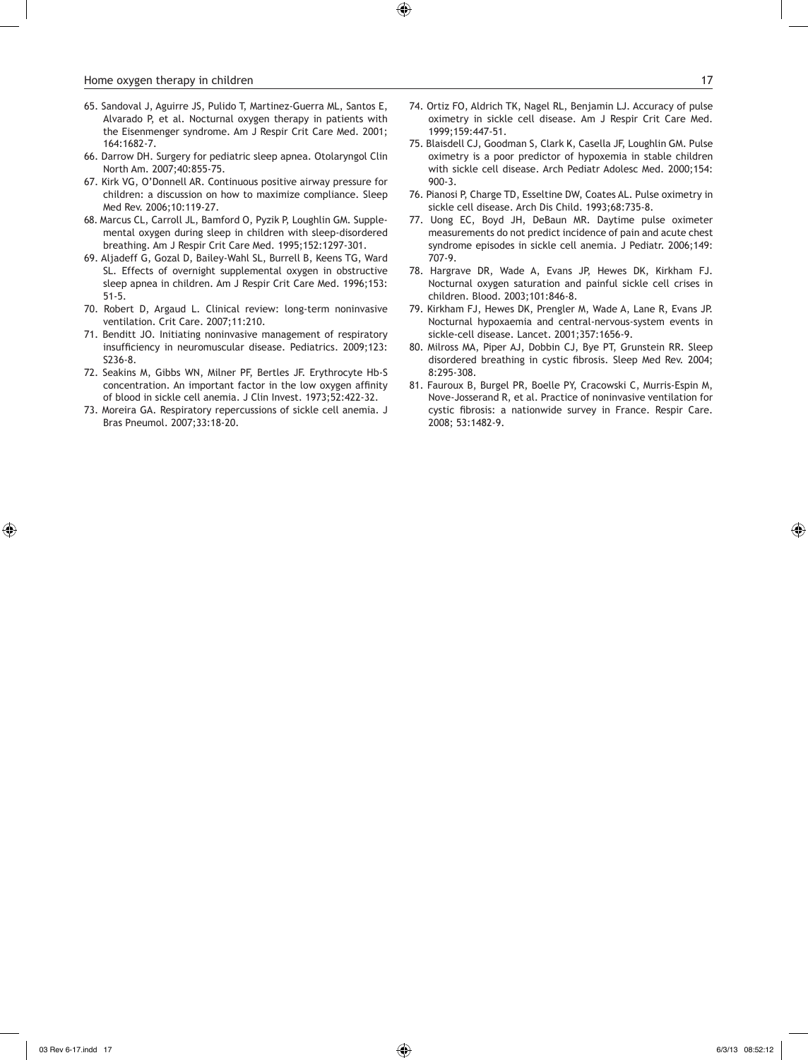65. Sandoval J, Aguirre JS, Pulido T, Martinez-Guerra ML, Santos E, Alvarado P, et al. Nocturnal oxygen therapy in patients with the Eisenmenger syndrome. Am J Respir Crit Care Med. 2001; 164:1682-7.
66. Darrow DH. Surgery for pediatric sleep apnea. Otolaryngol Clin North Am. 2007;40:855-75.
67. Kirk VG, O'Donnell AR. Continuous positive airway pressure for children: a discussion on how to maximize compliance. Sleep Med Rev. 2006;10:119-27.
68. Marcus CL, Carroll JL, Bamford O, Pyzik P, Loughlin GM. Supplemental oxygen during sleep in children with sleep-disordered breathing. Am J Respir Crit Care Med. 1995;152:1297-301.
69. Aljadeff G, Gozal D, Bailey-Wahl SL, Burrell B, Keens TG, Ward SL. Effects of overnight supplemental oxygen in obstructive sleep apnea in children. Am J Respir Crit Care Med. 1996;153: 51-5.
70. Robert D, Argaud L. Clinical review: long-term noninvasive ventilation. Crit Care. 2007;11:210.
71. Benditt JO. Initiating noninvasive management of respiratory insufficiency in neuromuscular disease. Pediatrics. 2009;123: S236-8.
72. Seakins M, Gibbs WN, Milner PF, Bertles JF. Erythrocyte Hb-S concentration. An important factor in the low oxygen affinity of blood in sickle cell anemia. J Clin Invest. 1973;52:422-32.
73. Moreira GA. Respiratory repercussions of sickle cell anemia. J Bras Pneumol. 2007;33:18-20.
74. Ortiz FO, Aldrich TK, Nagel RL, Benjamin LJ. Accuracy of pulse oximetry in sickle cell disease. Am J Respir Crit Care Med. 1999;159:447-51.
75. Blaisdell CJ, Goodman S, Clark K, Casella JF, Loughlin GM. Pulse oximetry is a poor predictor of hypoxemia in stable children with sickle cell disease. Arch Pediatr Adolesc Med. 2000;154: 900-3.
76. Pianosi P, Charge TD, Esseltine DW, Coates AL. Pulse oximetry in sickle cell disease. Arch Dis Child. 1993;68:735-8.
77. Uong EC, Boyd JH, DeBaun MR. Daytime pulse oximeter measurements do not predict incidence of pain and acute chest syndrome episodes in sickle cell anemia. J Pediatr. 2006;149: 707-9.
78. Hargrave DR, Wade A, Evans JP, Hewes DK, Kirkham FJ. Nocturnal oxygen saturation and painful sickle cell crises in children. Blood. 2003;101:846-8.
79. Kirkham FJ, Hewes DK, Prengler M, Wade A, Lane R, Evans JP. Nocturnal hypoxaemia and central-nervous-system events in sickle-cell disease. Lancet. 2001;357:1656-9.
80. Milross MA, Piper AJ, Dobbin CJ, Bye PT, Grunstein RR. Sleep disordered breathing in cystic fibrosis. Sleep Med Rev. 2004; 8:295-308.
81. Fauroux B, Burgel PR, Boelle PY, Cracowski C, Murris-Espin M, Nove-Josserand R, et al. Practice of noninvasive ventilation for cystic fibrosis: a nationwide survey in France. Respir Care. 2008; 53:1482-9.